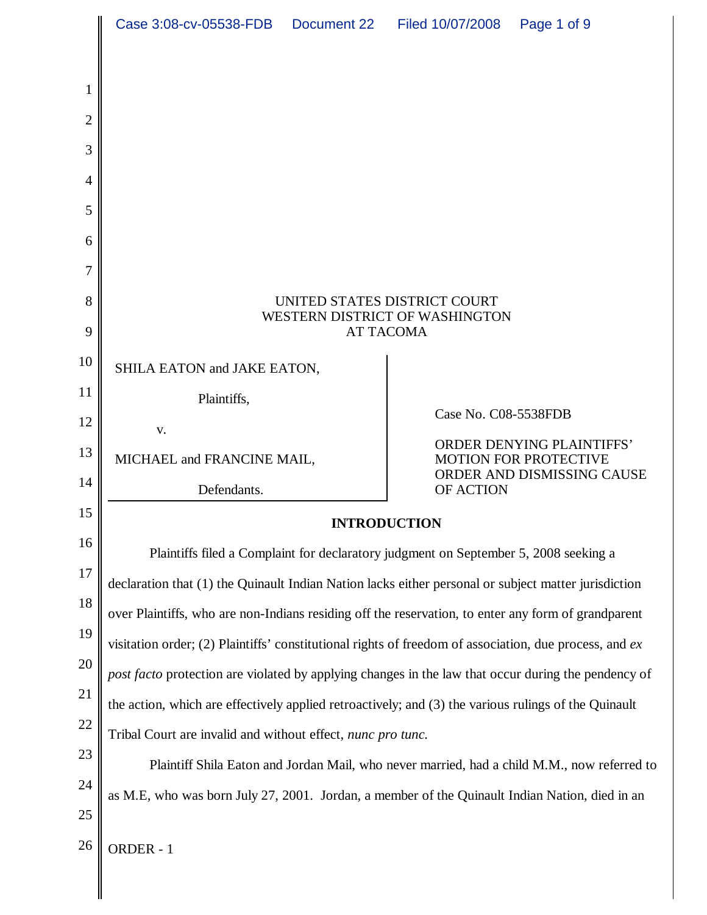UNITED STATES DISTRICT COURT
WESTERN DISTRICT OF WASHINGTON
AT TACOMA

SHILA EATON and JAKE EATON,

Plaintiffs,

v.

MICHAEL and FRANCINE MAIL,

Defendants.

Case No. C08-5538FDB

ORDER DENYING PLAINTIFFS' MOTION FOR PROTECTIVE ORDER AND DISMISSING CAUSE OF ACTION

## INTRODUCTION

Plaintiffs filed a Complaint for declaratory judgment on September 5, 2008 seeking a declaration that (1) the Quinault Indian Nation lacks either personal or subject matter jurisdiction over Plaintiffs, who are non-Indians residing off the reservation, to enter any form of grandparent visitation order; (2) Plaintiffs' constitutional rights of freedom of association, due process, and *ex post facto* protection are violated by applying changes in the law that occur during the pendency of the action, which are effectively applied retroactively; and (3) the various rulings of the Quinault Tribal Court are invalid and without effect, *nunc pro tunc.*

Plaintiff Shila Eaton and Jordan Mail, who never married, had a child M.M., now referred to as M.E, who was born July 27, 2001. Jordan, a member of the Quinault Indian Nation, died in an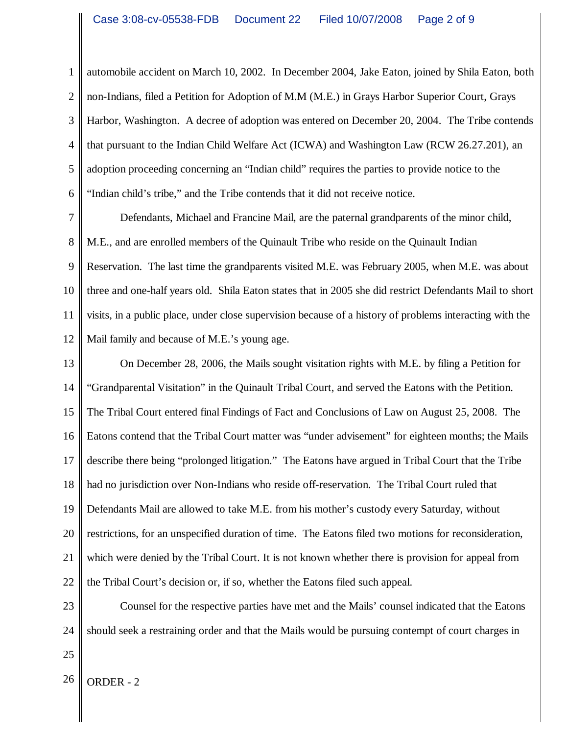automobile accident on March 10, 2002. In December 2004, Jake Eaton, joined by Shila Eaton, both non-Indians, filed a Petition for Adoption of M.M (M.E.) in Grays Harbor Superior Court, Grays Harbor, Washington. A decree of adoption was entered on December 20, 2004. The Tribe contends that pursuant to the Indian Child Welfare Act (ICWA) and Washington Law (RCW 26.27.201), an adoption proceeding concerning an "Indian child" requires the parties to provide notice to the "Indian child's tribe," and the Tribe contends that it did not receive notice.

Defendants, Michael and Francine Mail, are the paternal grandparents of the minor child, M.E., and are enrolled members of the Quinault Tribe who reside on the Quinault Indian Reservation. The last time the grandparents visited M.E. was February 2005, when M.E. was about three and one-half years old. Shila Eaton states that in 2005 she did restrict Defendants Mail to short visits, in a public place, under close supervision because of a history of problems interacting with the Mail family and because of M.E.'s young age.

On December 28, 2006, the Mails sought visitation rights with M.E. by filing a Petition for "Grandparental Visitation" in the Quinault Tribal Court, and served the Eatons with the Petition. The Tribal Court entered final Findings of Fact and Conclusions of Law on August 25, 2008. The Eatons contend that the Tribal Court matter was "under advisement" for eighteen months; the Mails describe there being "prolonged litigation." The Eatons have argued in Tribal Court that the Tribe had no jurisdiction over Non-Indians who reside off-reservation. The Tribal Court ruled that Defendants Mail are allowed to take M.E. from his mother's custody every Saturday, without restrictions, for an unspecified duration of time. The Eatons filed two motions for reconsideration, which were denied by the Tribal Court. It is not known whether there is provision for appeal from the Tribal Court's decision or, if so, whether the Eatons filed such appeal.

Counsel for the respective parties have met and the Mails' counsel indicated that the Eatons should seek a restraining order and that the Mails would be pursuing contempt of court charges in

ORDER - 2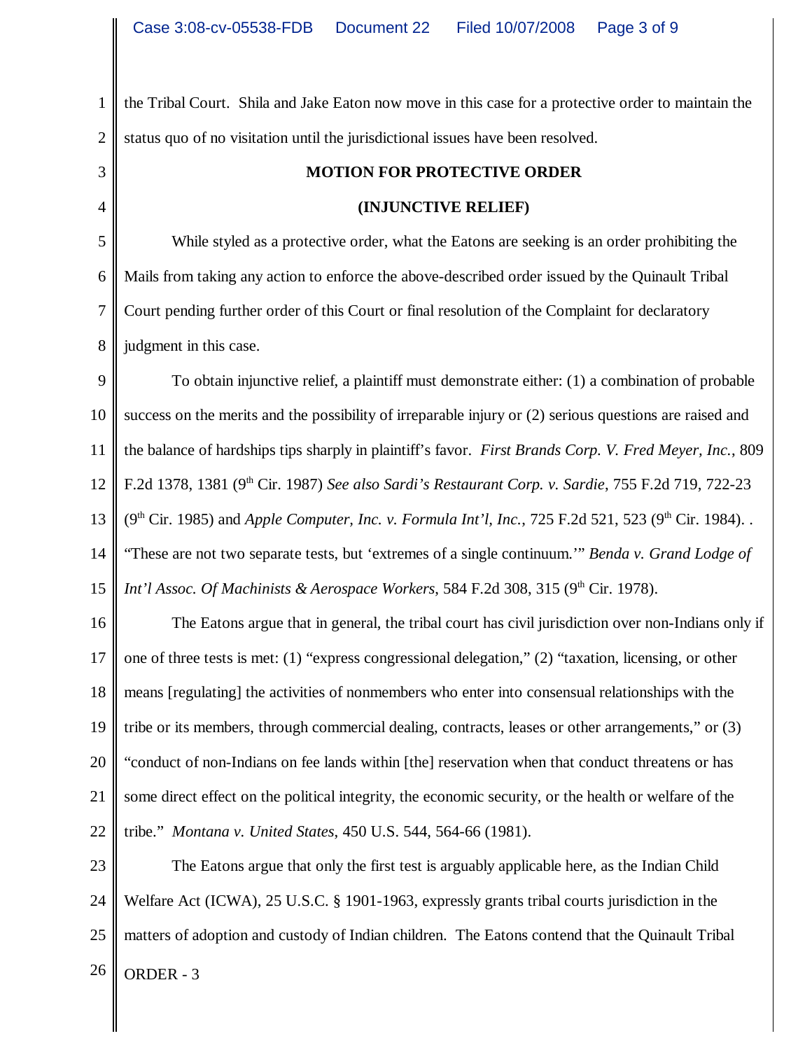the Tribal Court. Shila and Jake Eaton now move in this case for a protective order to maintain the status quo of no visitation until the jurisdictional issues have been resolved.

**MOTION FOR PROTECTIVE ORDER**

**(INJUNCTIVE RELIEF)**

While styled as a protective order, what the Eatons are seeking is an order prohibiting the Mails from taking any action to enforce the above-described order issued by the Quinault Tribal Court pending further order of this Court or final resolution of the Complaint for declaratory judgment in this case.

To obtain injunctive relief, a plaintiff must demonstrate either: (1) a combination of probable success on the merits and the possibility of irreparable injury or (2) serious questions are raised and the balance of hardships tips sharply in plaintiff's favor. *First Brands Corp. V. Fred Meyer, Inc.*, 809 F.2d 1378, 1381 (9th Cir. 1987) *See also Sardi's Restaurant Corp. v. Sardie*, 755 F.2d 719, 722-23 (9th Cir. 1985) and *Apple Computer, Inc. v. Formula Int'l, Inc.*, 725 F.2d 521, 523 (9th Cir. 1984). . "These are not two separate tests, but 'extremes of a single continuum.'" *Benda v. Grand Lodge of Int'l Assoc. Of Machinists & Aerospace Workers*, 584 F.2d 308, 315 (9th Cir. 1978).

The Eatons argue that in general, the tribal court has civil jurisdiction over non-Indians only if one of three tests is met: (1) "express congressional delegation," (2) "taxation, licensing, or other means [regulating] the activities of nonmembers who enter into consensual relationships with the tribe or its members, through commercial dealing, contracts, leases or other arrangements," or (3) "conduct of non-Indians on fee lands within [the] reservation when that conduct threatens or has some direct effect on the political integrity, the economic security, or the health or welfare of the tribe." *Montana v. United States*, 450 U.S. 544, 564-66 (1981).

The Eatons argue that only the first test is arguably applicable here, as the Indian Child Welfare Act (ICWA), 25 U.S.C. § 1901-1963, expressly grants tribal courts jurisdiction in the matters of adoption and custody of Indian children. The Eatons contend that the Quinault Tribal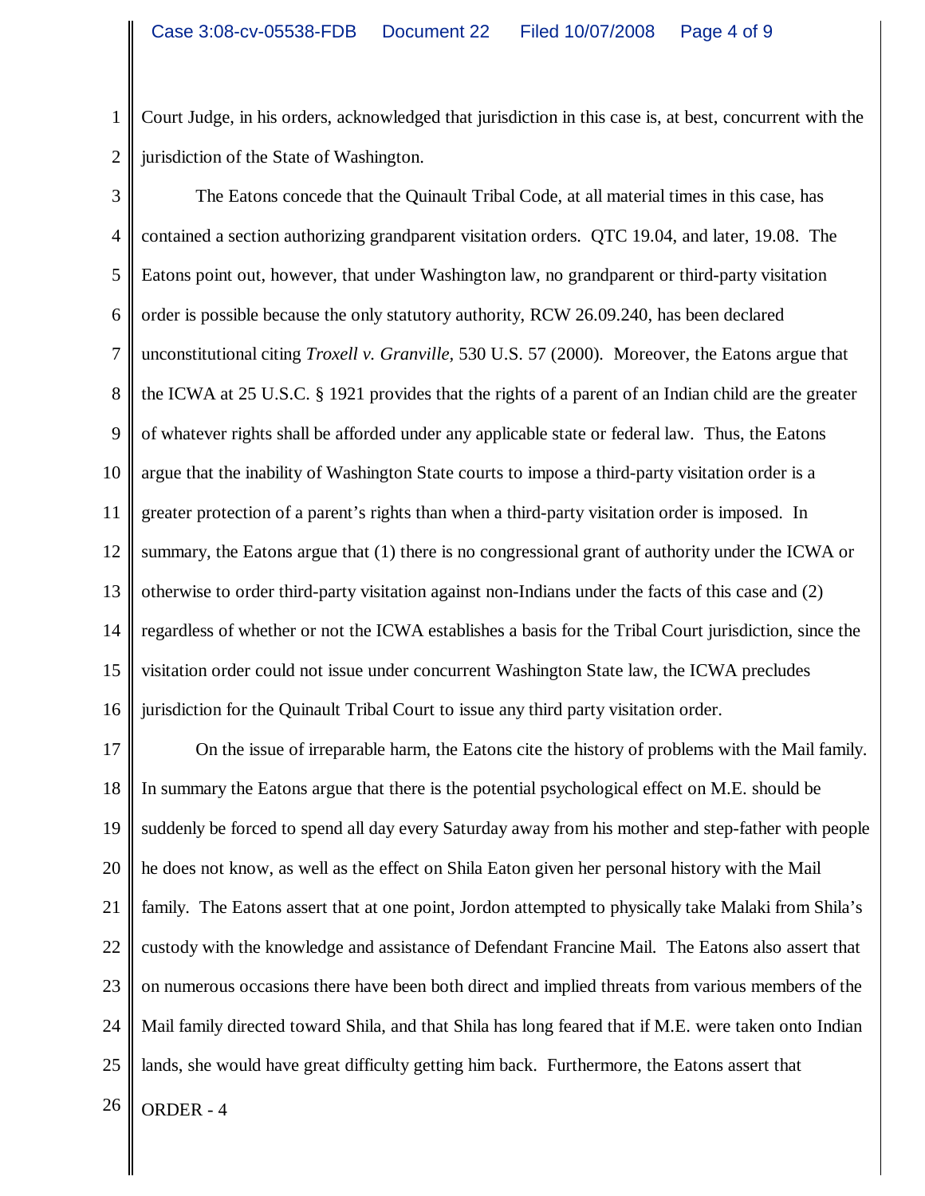Court Judge, in his orders, acknowledged that jurisdiction in this case is, at best, concurrent with the jurisdiction of the State of Washington.

The Eatons concede that the Quinault Tribal Code, at all material times in this case, has contained a section authorizing grandparent visitation orders. QTC 19.04, and later, 19.08. The Eatons point out, however, that under Washington law, no grandparent or third-party visitation order is possible because the only statutory authority, RCW 26.09.240, has been declared unconstitutional citing *Troxell v. Granville*, 530 U.S. 57 (2000). Moreover, the Eatons argue that the ICWA at 25 U.S.C. § 1921 provides that the rights of a parent of an Indian child are the greater of whatever rights shall be afforded under any applicable state or federal law. Thus, the Eatons argue that the inability of Washington State courts to impose a third-party visitation order is a greater protection of a parent's rights than when a third-party visitation order is imposed. In summary, the Eatons argue that (1) there is no congressional grant of authority under the ICWA or otherwise to order third-party visitation against non-Indians under the facts of this case and (2) regardless of whether or not the ICWA establishes a basis for the Tribal Court jurisdiction, since the visitation order could not issue under concurrent Washington State law, the ICWA precludes jurisdiction for the Quinault Tribal Court to issue any third party visitation order.

On the issue of irreparable harm, the Eatons cite the history of problems with the Mail family. In summary the Eatons argue that there is the potential psychological effect on M.E. should be suddenly be forced to spend all day every Saturday away from his mother and step-father with people he does not know, as well as the effect on Shila Eaton given her personal history with the Mail family. The Eatons assert that at one point, Jordon attempted to physically take Malaki from Shila's custody with the knowledge and assistance of Defendant Francine Mail. The Eatons also assert that on numerous occasions there have been both direct and implied threats from various members of the Mail family directed toward Shila, and that Shila has long feared that if M.E. were taken onto Indian lands, she would have great difficulty getting him back. Furthermore, the Eatons assert that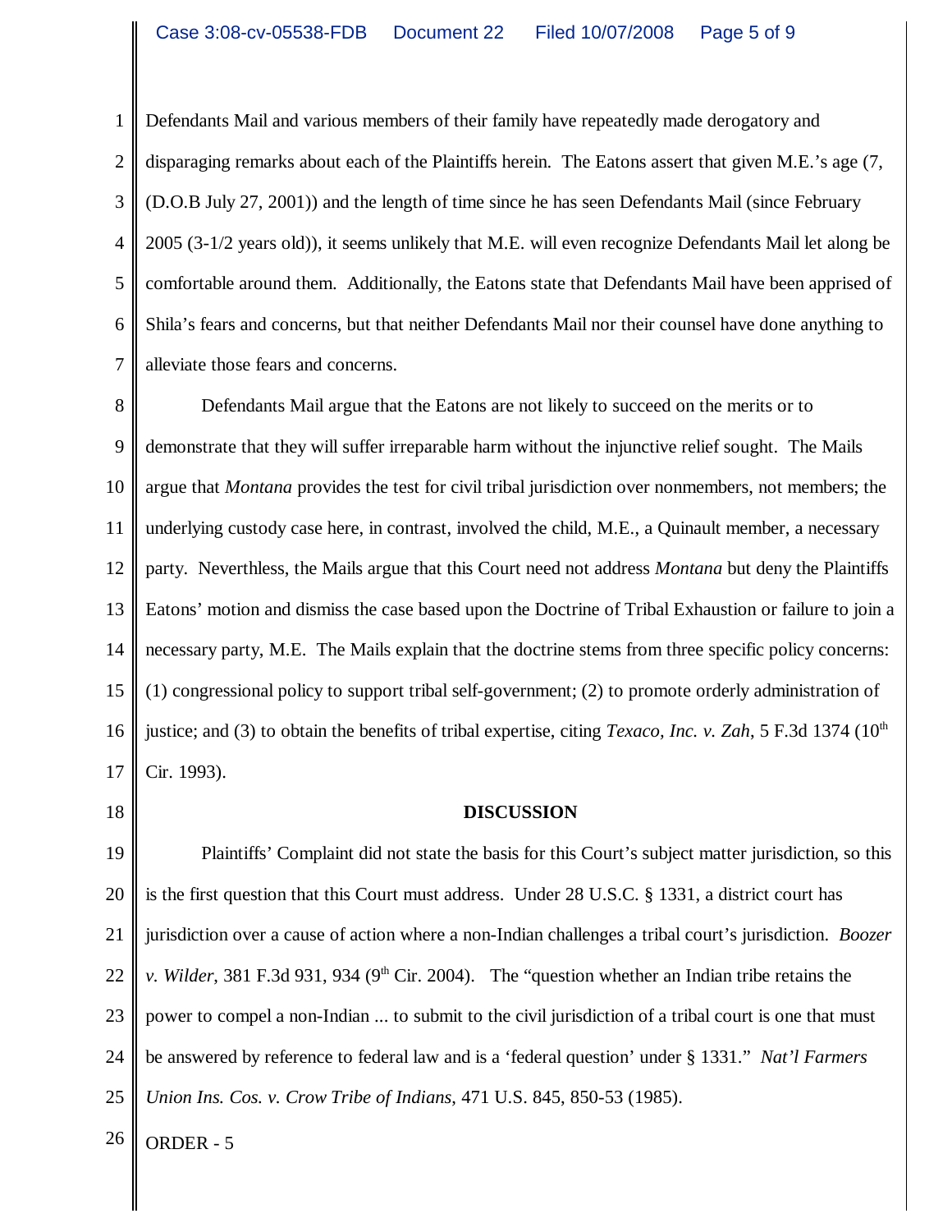Defendants Mail and various members of their family have repeatedly made derogatory and disparaging remarks about each of the Plaintiffs herein. The Eatons assert that given M.E.'s age (7, (D.O.B July 27, 2001)) and the length of time since he has seen Defendants Mail (since February 2005 (3-1/2 years old)), it seems unlikely that M.E. will even recognize Defendants Mail let along be comfortable around them. Additionally, the Eatons state that Defendants Mail have been apprised of Shila's fears and concerns, but that neither Defendants Mail nor their counsel have done anything to alleviate those fears and concerns.

Defendants Mail argue that the Eatons are not likely to succeed on the merits or to demonstrate that they will suffer irreparable harm without the injunctive relief sought. The Mails argue that *Montana* provides the test for civil tribal jurisdiction over nonmembers, not members; the underlying custody case here, in contrast, involved the child, M.E., a Quinault member, a necessary party. Neverthless, the Mails argue that this Court need not address *Montana* but deny the Plaintiffs Eatons' motion and dismiss the case based upon the Doctrine of Tribal Exhaustion or failure to join a necessary party, M.E. The Mails explain that the doctrine stems from three specific policy concerns: (1) congressional policy to support tribal self-government; (2) to promote orderly administration of justice; and (3) to obtain the benefits of tribal expertise, citing *Texaco, Inc. v. Zah*, 5 F.3d 1374 (10th Cir. 1993).

**DISCUSSION**

Plaintiffs' Complaint did not state the basis for this Court's subject matter jurisdiction, so this is the first question that this Court must address. Under 28 U.S.C. § 1331, a district court has jurisdiction over a cause of action where a non-Indian challenges a tribal court's jurisdiction. *Boozer v. Wilder*, 381 F.3d 931, 934 (9th Cir. 2004). The "question whether an Indian tribe retains the power to compel a non-Indian ... to submit to the civil jurisdiction of a tribal court is one that must be answered by reference to federal law and is a 'federal question' under § 1331." *Nat'l Farmers Union Ins. Cos. v. Crow Tribe of Indians*, 471 U.S. 845, 850-53 (1985).

ORDER - 5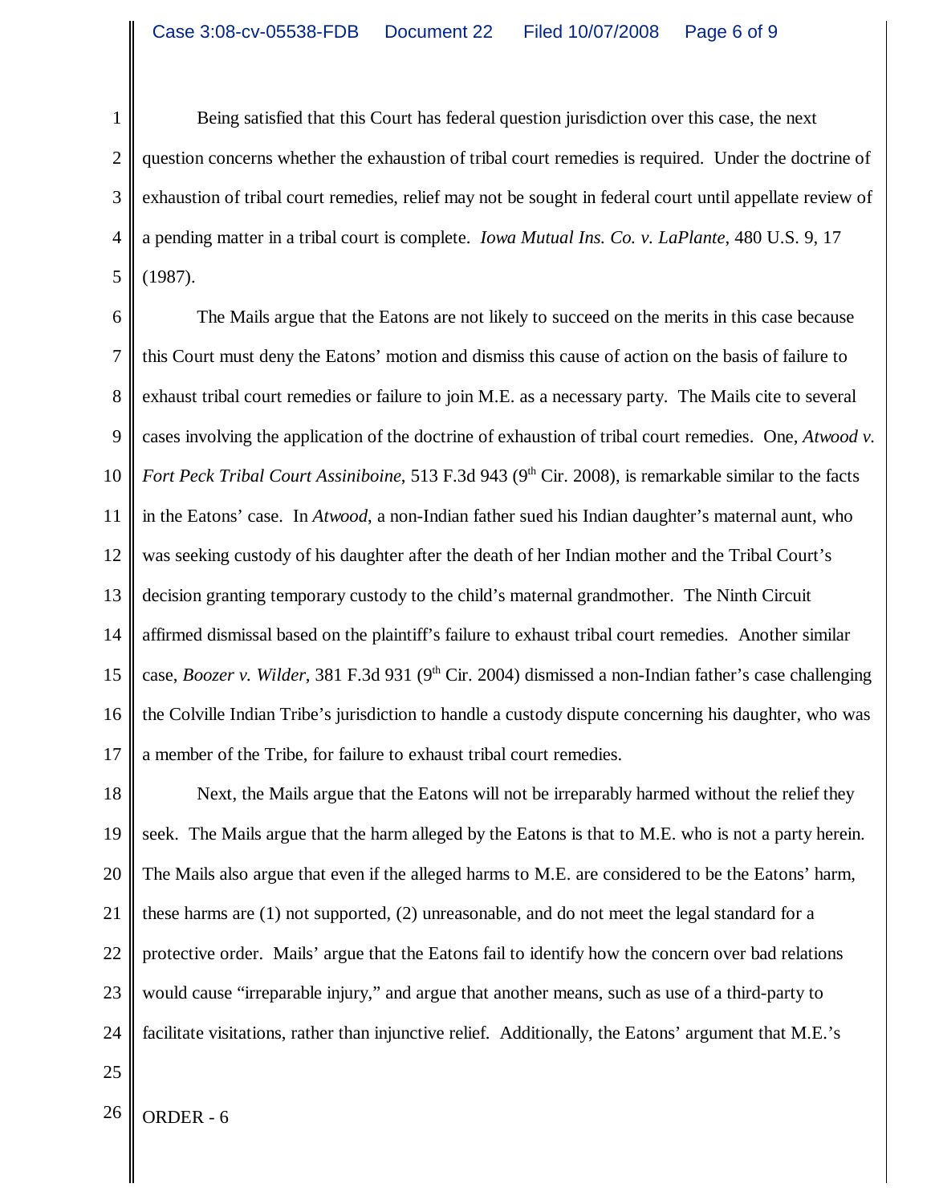Being satisfied that this Court has federal question jurisdiction over this case, the next question concerns whether the exhaustion of tribal court remedies is required. Under the doctrine of exhaustion of tribal court remedies, relief may not be sought in federal court until appellate review of a pending matter in a tribal court is complete. *Iowa Mutual Ins. Co. v. LaPlante*, 480 U.S. 9, 17 (1987).

The Mails argue that the Eatons are not likely to succeed on the merits in this case because this Court must deny the Eatons' motion and dismiss this cause of action on the basis of failure to exhaust tribal court remedies or failure to join M.E. as a necessary party. The Mails cite to several cases involving the application of the doctrine of exhaustion of tribal court remedies. One, *Atwood v. Fort Peck Tribal Court Assiniboine*, 513 F.3d 943 (9th Cir. 2008), is remarkable similar to the facts in the Eatons' case. In *Atwood*, a non-Indian father sued his Indian daughter's maternal aunt, who was seeking custody of his daughter after the death of her Indian mother and the Tribal Court's decision granting temporary custody to the child's maternal grandmother. The Ninth Circuit affirmed dismissal based on the plaintiff's failure to exhaust tribal court remedies. Another similar case, *Boozer v. Wilder*, 381 F.3d 931 (9th Cir. 2004) dismissed a non-Indian father's case challenging the Colville Indian Tribe's jurisdiction to handle a custody dispute concerning his daughter, who was a member of the Tribe, for failure to exhaust tribal court remedies.

Next, the Mails argue that the Eatons will not be irreparably harmed without the relief they seek. The Mails argue that the harm alleged by the Eatons is that to M.E. who is not a party herein. The Mails also argue that even if the alleged harms to M.E. are considered to be the Eatons' harm, these harms are (1) not supported, (2) unreasonable, and do not meet the legal standard for a protective order. Mails' argue that the Eatons fail to identify how the concern over bad relations would cause "irreparable injury," and argue that another means, such as use of a third-party to facilitate visitations, rather than injunctive relief. Additionally, the Eatons' argument that M.E.'s

ORDER - 6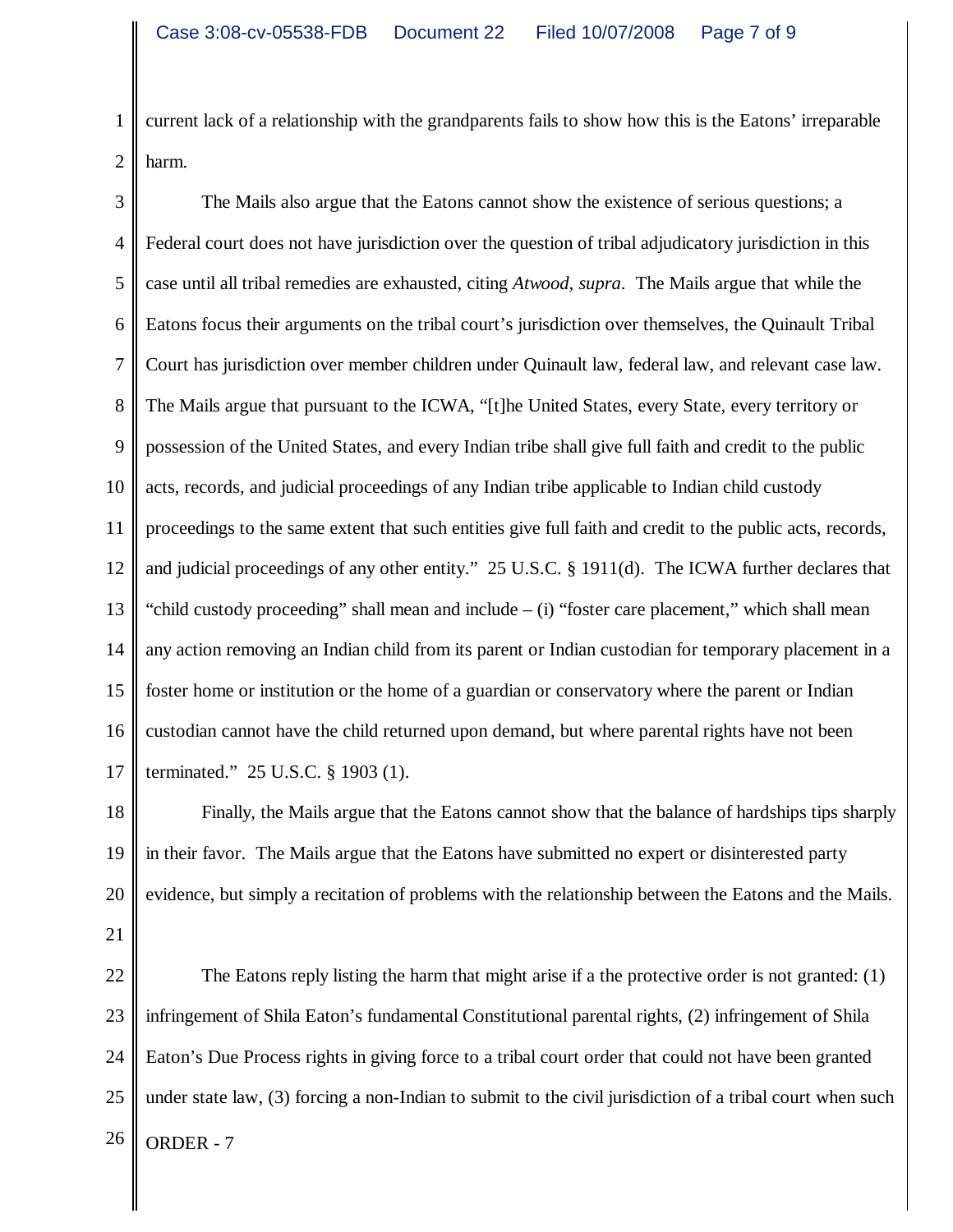current lack of a relationship with the grandparents fails to show how this is the Eatons' irreparable harm.

The Mails also argue that the Eatons cannot show the existence of serious questions; a Federal court does not have jurisdiction over the question of tribal adjudicatory jurisdiction in this case until all tribal remedies are exhausted, citing *Atwood, supra*. The Mails argue that while the Eatons focus their arguments on the tribal court's jurisdiction over themselves, the Quinault Tribal Court has jurisdiction over member children under Quinault law, federal law, and relevant case law. The Mails argue that pursuant to the ICWA, "[t]he United States, every State, every territory or possession of the United States, and every Indian tribe shall give full faith and credit to the public acts, records, and judicial proceedings of any Indian tribe applicable to Indian child custody proceedings to the same extent that such entities give full faith and credit to the public acts, records, and judicial proceedings of any other entity." 25 U.S.C. § 1911(d). The ICWA further declares that "child custody proceeding" shall mean and include – (i) "foster care placement," which shall mean any action removing an Indian child from its parent or Indian custodian for temporary placement in a foster home or institution or the home of a guardian or conservatory where the parent or Indian custodian cannot have the child returned upon demand, but where parental rights have not been terminated." 25 U.S.C. § 1903 (1).

Finally, the Mails argue that the Eatons cannot show that the balance of hardships tips sharply in their favor. The Mails argue that the Eatons have submitted no expert or disinterested party evidence, but simply a recitation of problems with the relationship between the Eatons and the Mails.

The Eatons reply listing the harm that might arise if a the protective order is not granted: (1) infringement of Shila Eaton's fundamental Constitutional parental rights, (2) infringement of Shila Eaton's Due Process rights in giving force to a tribal court order that could not have been granted under state law, (3) forcing a non-Indian to submit to the civil jurisdiction of a tribal court when such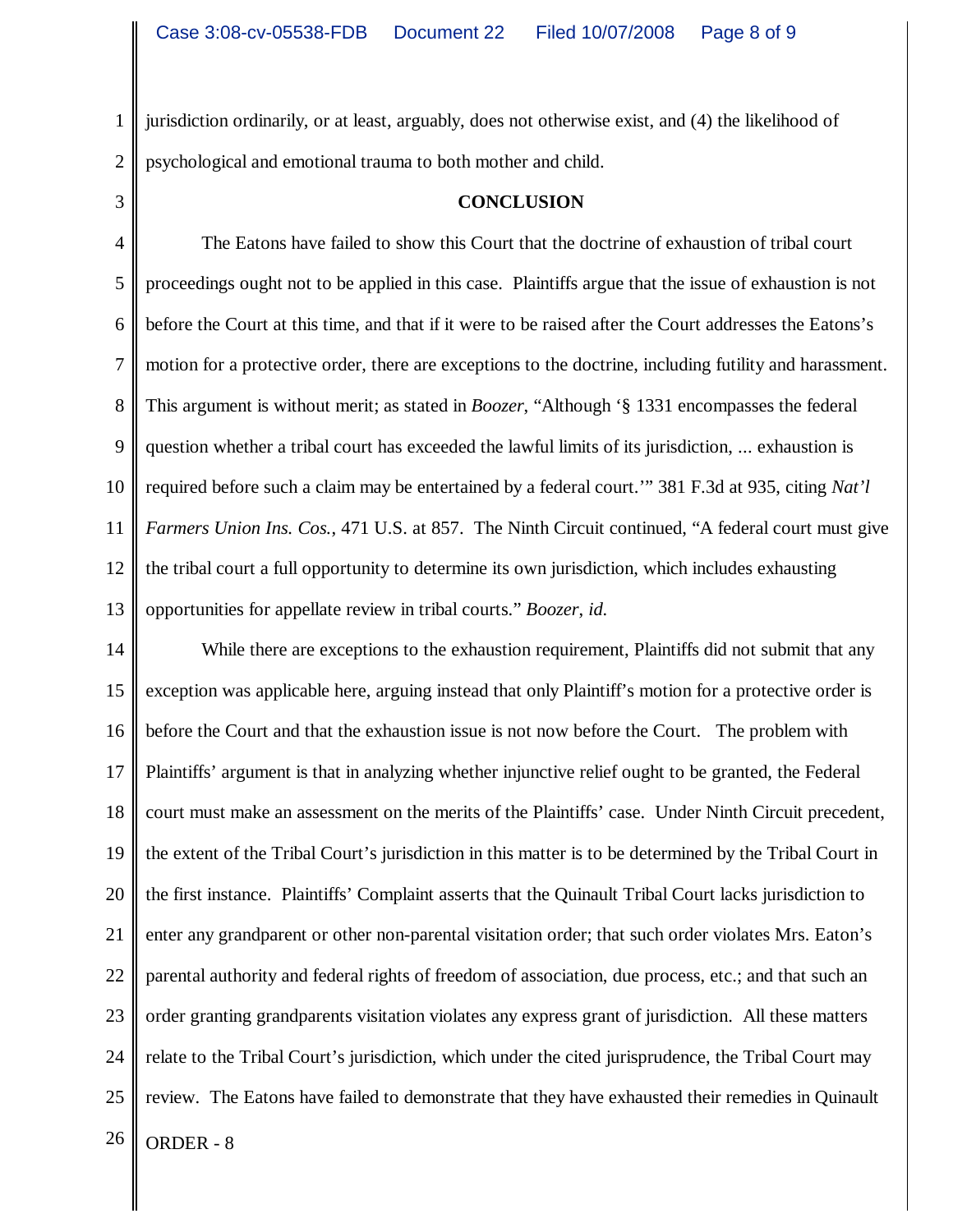jurisdiction ordinarily, or at least, arguably, does not otherwise exist, and (4) the likelihood of psychological and emotional trauma to both mother and child.

## CONCLUSION

The Eatons have failed to show this Court that the doctrine of exhaustion of tribal court proceedings ought not to be applied in this case. Plaintiffs argue that the issue of exhaustion is not before the Court at this time, and that if it were to be raised after the Court addresses the Eatons's motion for a protective order, there are exceptions to the doctrine, including futility and harassment. This argument is without merit; as stated in *Boozer*, "Although '§ 1331 encompasses the federal question whether a tribal court has exceeded the lawful limits of its jurisdiction, ... exhaustion is required before such a claim may be entertained by a federal court.'" 381 F.3d at 935, citing *Nat'l Farmers Union Ins. Cos.*, 471 U.S. at 857. The Ninth Circuit continued, "A federal court must give the tribal court a full opportunity to determine its own jurisdiction, which includes exhausting opportunities for appellate review in tribal courts." *Boozer*, *id.*

While there are exceptions to the exhaustion requirement, Plaintiffs did not submit that any exception was applicable here, arguing instead that only Plaintiff's motion for a protective order is before the Court and that the exhaustion issue is not now before the Court. The problem with Plaintiffs' argument is that in analyzing whether injunctive relief ought to be granted, the Federal court must make an assessment on the merits of the Plaintiffs' case. Under Ninth Circuit precedent, the extent of the Tribal Court's jurisdiction in this matter is to be determined by the Tribal Court in the first instance. Plaintiffs' Complaint asserts that the Quinault Tribal Court lacks jurisdiction to enter any grandparent or other non-parental visitation order; that such order violates Mrs. Eaton's parental authority and federal rights of freedom of association, due process, etc.; and that such an order granting grandparents visitation violates any express grant of jurisdiction. All these matters relate to the Tribal Court's jurisdiction, which under the cited jurisprudence, the Tribal Court may review. The Eatons have failed to demonstrate that they have exhausted their remedies in Quinault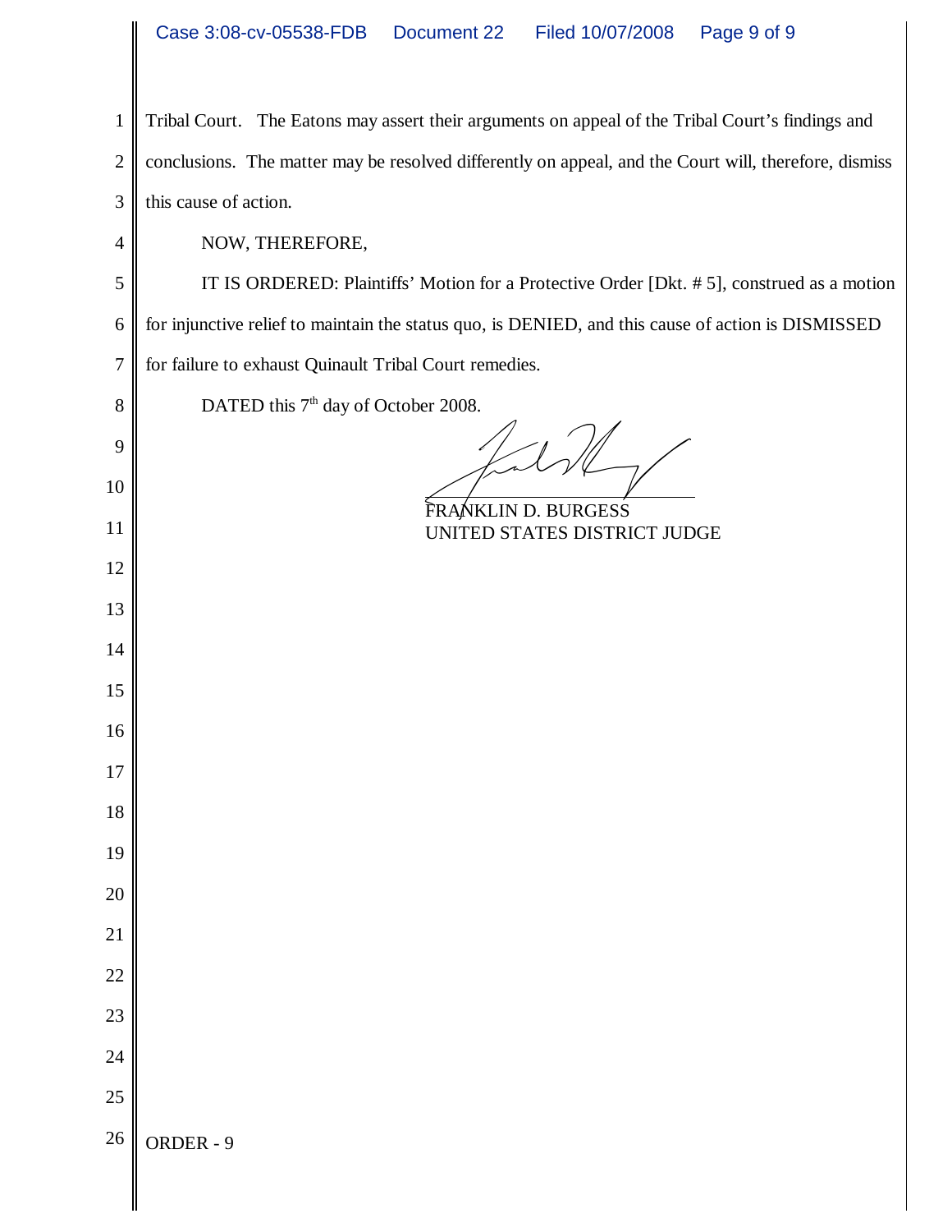Tribal Court. The Eatons may assert their arguments on appeal of the Tribal Court's findings and conclusions. The matter may be resolved differently on appeal, and the Court will, therefore, dismiss this cause of action.

NOW, THEREFORE,

IT IS ORDERED: Plaintiffs' Motion for a Protective Order [Dkt. # 5], construed as a motion for injunctive relief to maintain the status quo, is DENIED, and this cause of action is DISMISSED for failure to exhaust Quinault Tribal Court remedies.

DATED this 7th day of October 2008.

FRANKLIN D. BURGESS
UNITED STATES DISTRICT JUDGE

ORDER - 9